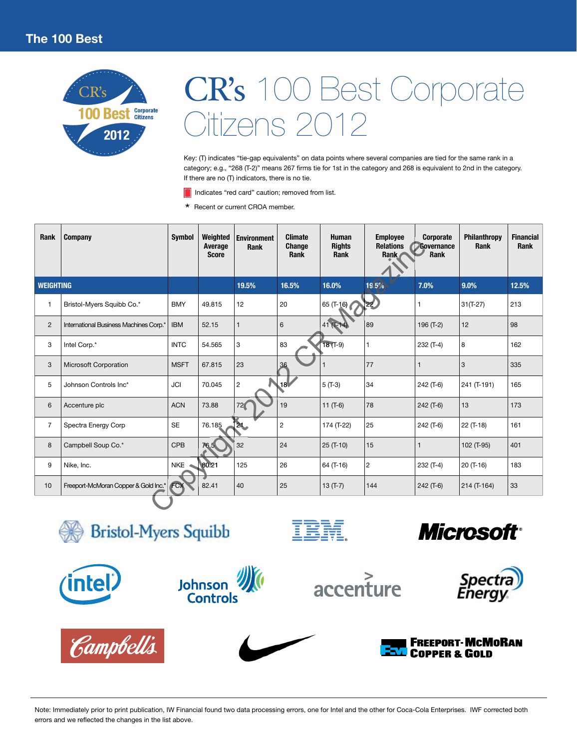# CR's 100 Best Corporate Citizens 2012

Key: (T) indicates "tie-gap equivalents" on data points where several companies are tied for the same rank in a category; e.g., "268 (T-2)" means 267 firms tie for 1st in the category and 268 is equivalent to 2nd in the category. If there are no (T) indicators, there is no tie.

Indicates "red card" caution; removed from list.

\* Recent or current CROA member.

| Rank | Company | Symbol | Weighted Average Score | Environment Rank | Climate Change Rank | Human Rights Rank | Employee Relations Rank | Corporate Governance Rank | Philanthropy Rank | Financial Rank |
|---|---|---|---|---|---|---|---|---|---|---|
| WEIGHTING | | | | 19.5% | 16.5% | 16.0% | 19.5% | 7.0% | 9.0% | 12.5% |
| 1 | Bristol-Myers Squibb Co.* | BMY | 49.815 | 12 | 20 | 65 (T-16) | 22 | 1 | 31(T-27) | 213 |
| 2 | International Business Machines Corp.* | IBM | 52.15 | 1 | 6 | 41 (T-14) | 89 | 196 (T-2) | 12 | 98 |
| 3 | Intel Corp.* | INTC | 54.565 | 3 | 83 | 18 (T-9) | 1 | 232 (T-4) | 8 | 162 |
| 3 | Microsoft Corporation | MSFT | 67.815 | 23 | 36 | 1 | 77 | 1 | 3 | 335 |
| 5 | Johnson Controls Inc* | JCI | 70.045 | 2 | 18 | 5 (T-3) | 34 | 242 (T-6) | 241 (T-191) | 165 |
| 6 | Accenture plc | ACN | 73.88 | 72 | 19 | 11 (T-6) | 78 | 242 (T-6) | 13 | 173 |
| 7 | Spectra Energy Corp | SE | 76.185 | 21 | 2 | 174 (T-22) | 25 | 242 (T-6) | 22 (T-18) | 161 |
| 8 | Campbell Soup Co.* | CPB | 76.5 | 32 | 24 | 25 (T-10) | 15 | 1 | 102 (T-95) | 401 |
| 9 | Nike, Inc. | NKE | 80.21 | 125 | 26 | 64 (T-16) | 2 | 232 (T-4) | 20 (T-16) | 183 |
| 10 | Freeport-McMoRan Copper & Gold Inc.* | FCX | 82.41 | 40 | 25 | 13 (T-7) | 144 | 242 (T-6) | 214 (T-164) | 33 |

Note: Immediately prior to print publication, IW Financial found two data processing errors, one for Intel and the other for Coca-Cola Enterprises. IWF corrected both errors and we reflected the changes in the list above.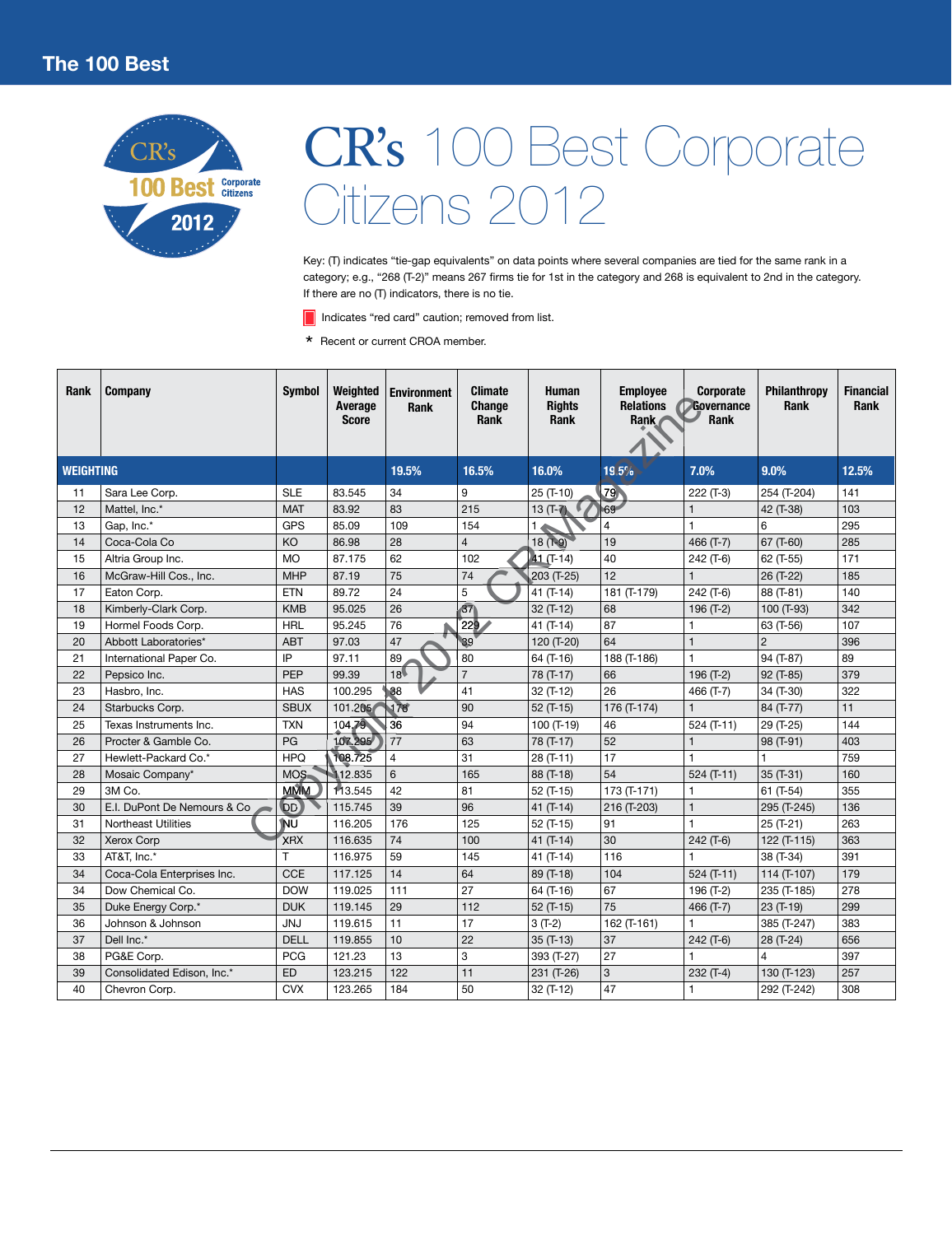# CR's 100 Best Corporate Citizens 2012

Key: (T) indicates "tie-gap equivalents" on data points where several companies are tied for the same rank in a category; e.g., "268 (T-2)" means 267 firms tie for 1st in the category and 268 is equivalent to 2nd in the category. If there are no (T) indicators, there is no tie.

Indicates "red card" caution; removed from list.

* Recent or current CROA member.

| Rank | Company | Symbol | Weighted Average Score | Environment Rank | Climate Change Rank | Human Rights Rank | Employee Relations Rank | Corporate Governance Rank | Philanthropy Rank | Financial Rank |
|---|---|---|---|---|---|---|---|---|---|---|
| WEIGHTING | | | | 19.5% | 16.5% | 16.0% | 19.5% | 7.0% | 9.0% | 12.5% |
| 11 | Sara Lee Corp. | SLE | 83.545 | 34 | 9 | 25 (T-10) | 79 | 222 (T-3) | 254 (T-204) | 141 |
| 12 | Mattel, Inc.* | MAT | 83.92 | 83 | 215 | 13 (T-7) | 69 | 1 | 42 (T-38) | 103 |
| 13 | Gap, Inc.* | GPS | 85.09 | 109 | 154 | 1 | 4 | 1 | 6 | 295 |
| 14 | Coca-Cola Co | KO | 86.98 | 28 | 4 | 18 (T-9) | 19 | 466 (T-7) | 67 (T-60) | 285 |
| 15 | Altria Group Inc. | MO | 87.175 | 62 | 102 | 41 (T-14) | 40 | 242 (T-6) | 62 (T-55) | 171 |
| 16 | McGraw-Hill Cos., Inc. | MHP | 87.19 | 75 | 74 | 203 (T-25) | 12 | 1 | 26 (T-22) | 185 |
| 17 | Eaton Corp. | ETN | 89.72 | 24 | 5 | 41 (T-14) | 181 (T-179) | 242 (T-6) | 88 (T-81) | 140 |
| 18 | Kimberly-Clark Corp. | KMB | 95.025 | 26 | 37 | 32 (T-12) | 68 | 196 (T-2) | 100 (T-93) | 342 |
| 19 | Hormel Foods Corp. | HRL | 95.245 | 76 | 229 | 41 (T-14) | 87 | 1 | 63 (T-56) | 107 |
| 20 | Abbott Laboratories* | ABT | 97.03 | 47 | 39 | 120 (T-20) | 64 | 1 | 2 | 396 |
| 21 | International Paper Co. | IP | 97.11 | 89 | 80 | 64 (T-16) | 188 (T-186) | 1 | 94 (T-87) | 89 |
| 22 | Pepsico Inc. | PEP | 99.39 | 18 | 7 | 78 (T-17) | 66 | 196 (T-2) | 92 (T-85) | 379 |
| 23 | Hasbro, Inc. | HAS | 100.295 | 38 | 41 | 32 (T-12) | 26 | 466 (T-7) | 34 (T-30) | 322 |
| 24 | Starbucks Corp. | SBUX | 101.205 | 176 | 90 | 52 (T-15) | 176 (T-174) | 1 | 84 (T-77) | 11 |
| 25 | Texas Instruments Inc. | TXN | 104.79 | 36 | 94 | 100 (T-19) | 46 | 524 (T-11) | 29 (T-25) | 144 |
| 26 | Procter & Gamble Co. | PG | 107.295 | 77 | 63 | 78 (T-17) | 52 | 1 | 98 (T-91) | 403 |
| 27 | Hewlett-Packard Co.* | HPQ | 108.725 | 4 | 31 | 28 (T-11) | 17 | 1 | 1 | 759 |
| 28 | Mosaic Company* | MOS | 112.835 | 6 | 165 | 88 (T-18) | 54 | 524 (T-11) | 35 (T-31) | 160 |
| 29 | 3M Co. | MMM | 113.545 | 42 | 81 | 52 (T-15) | 173 (T-171) | 1 | 61 (T-54) | 355 |
| 30 | E.I. DuPont De Nemours & Co | DD | 115.745 | 39 | 96 | 41 (T-14) | 216 (T-203) | 1 | 295 (T-245) | 136 |
| 31 | Northeast Utilities | NU | 116.205 | 176 | 125 | 52 (T-15) | 91 | 1 | 25 (T-21) | 263 |
| 32 | Xerox Corp | XRX | 116.635 | 74 | 100 | 41 (T-14) | 30 | 242 (T-6) | 122 (T-115) | 363 |
| 33 | AT&T, Inc.* | T | 116.975 | 59 | 145 | 41 (T-14) | 116 | 1 | 38 (T-34) | 391 |
| 34 | Coca-Cola Enterprises Inc. | CCE | 117.125 | 14 | 64 | 89 (T-18) | 104 | 524 (T-11) | 114 (T-107) | 179 |
| 34 | Dow Chemical Co. | DOW | 119.025 | 111 | 27 | 64 (T-16) | 67 | 196 (T-2) | 235 (T-185) | 278 |
| 35 | Duke Energy Corp.* | DUK | 119.145 | 29 | 112 | 52 (T-15) | 75 | 466 (T-7) | 23 (T-19) | 299 |
| 36 | Johnson & Johnson | JNJ | 119.615 | 11 | 17 | 3 (T-2) | 162 (T-161) | 1 | 385 (T-247) | 383 |
| 37 | Dell Inc.* | DELL | 119.855 | 10 | 22 | 35 (T-13) | 37 | 242 (T-6) | 28 (T-24) | 656 |
| 38 | PG&E Corp. | PCG | 121.23 | 13 | 3 | 393 (T-27) | 27 | 1 | 4 | 397 |
| 39 | Consolidated Edison, Inc.* | ED | 123.215 | 122 | 11 | 231 (T-26) | 3 | 232 (T-4) | 130 (T-123) | 257 |
| 40 | Chevron Corp. | CVX | 123.265 | 184 | 50 | 32 (T-12) | 47 | 1 | 292 (T-242) | 308 |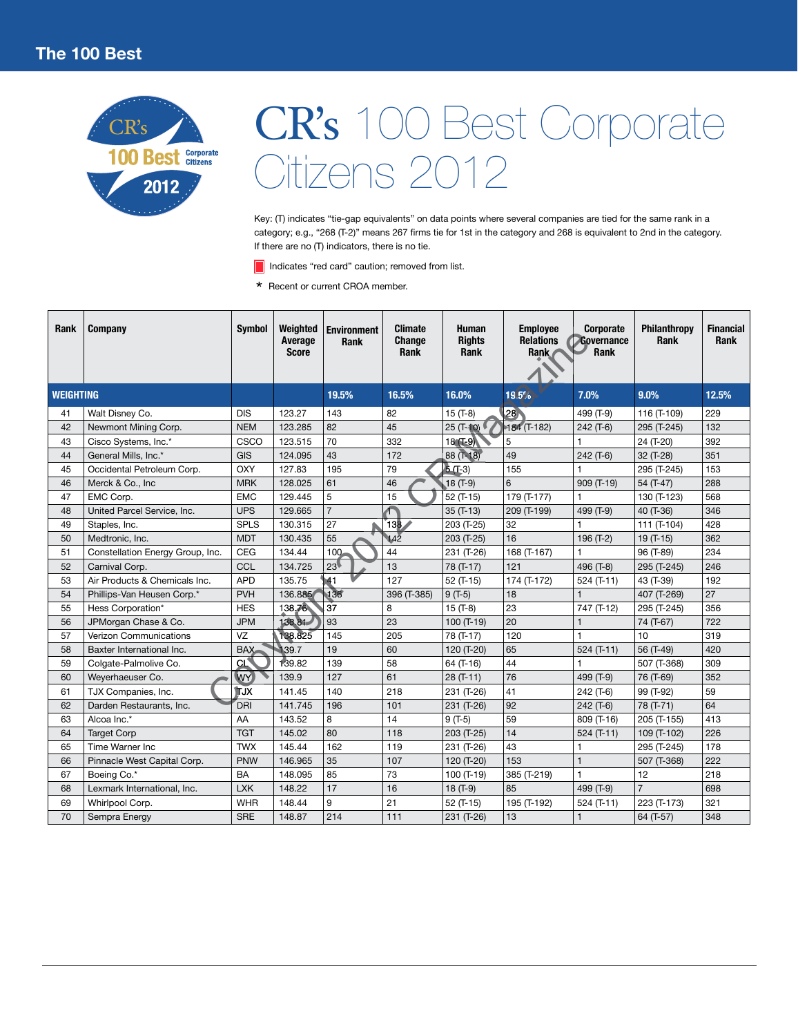# CR's 100 Best Corporate Citizens 2012

Key: (T) indicates "tie-gap equivalents" on data points where several companies are tied for the same rank in a category; e.g., "268 (T-2)" means 267 firms tie for 1st in the category and 268 is equivalent to 2nd in the category. If there are no (T) indicators, there is no tie.

Indicates "red card" caution; removed from list.

\* Recent or current CROA member.

| Rank | Company | Symbol | Weighted Average Score | Environment Rank | Climate Change Rank | Human Rights Rank | Employee Relations Rank | Corporate Governance Rank | Philanthropy Rank | Financial Rank |
|---|---|---|---|---|---|---|---|---|---|---|
| WEIGHTING | | | | 19.5% | 16.5% | 16.0% | 19.5% | 7.0% | 9.0% | 12.5% |
| 41 | Walt Disney Co. | DIS | 123.27 | 143 | 82 | 15 (T-8) | 28 | 499 (T-9) | 116 (T-109) | 229 |
| 42 | Newmont Mining Corp. | NEM | 123.285 | 82 | 45 | 25 (T-10) | 184 (T-182) | 242 (T-6) | 295 (T-245) | 132 |
| 43 | Cisco Systems, Inc.* | CSCO | 123.515 | 70 | 332 | 18 (T-9) | 5 | 1 | 24 (T-20) | 392 |
| 44 | General Mills, Inc.* | GIS | 124.095 | 43 | 172 | 88 (T-18) | 49 | 242 (T-6) | 32 (T-28) | 351 |
| 45 | Occidental Petroleum Corp. | OXY | 127.83 | 195 | 79 | 5 (T-3) | 155 | 1 | 295 (T-245) | 153 |
| 46 | Merck & Co., Inc | MRK | 128.025 | 61 | 46 | 18 (T-9) | 6 | 909 (T-19) | 54 (T-47) | 288 |
| 47 | EMC Corp. | EMC | 129.445 | 5 | 15 | 52 (T-15) | 179 (T-177) | 1 | 130 (T-123) | 568 |
| 48 | United Parcel Service, Inc. | UPS | 129.665 | 7 | 1 | 35 (T-13) | 209 (T-199) | 499 (T-9) | 40 (T-36) | 346 |
| 49 | Staples, Inc. | SPLS | 130.315 | 27 | 138 | 203 (T-25) | 32 | 1 | 111 (T-104) | 428 |
| 50 | Medtronic, Inc. | MDT | 130.435 | 55 | 142 | 203 (T-25) | 16 | 196 (T-2) | 19 (T-15) | 362 |
| 51 | Constellation Energy Group, Inc. | CEG | 134.44 | 100 | 44 | 231 (T-26) | 168 (T-167) | 1 | 96 (T-89) | 234 |
| 52 | Carnival Corp. | CCL | 134.725 | 23 | 13 | 78 (T-17) | 121 | 496 (T-8) | 295 (T-245) | 246 |
| 53 | Air Products & Chemicals Inc. | APD | 135.75 | 41 | 127 | 52 (T-15) | 174 (T-172) | 524 (T-11) | 43 (T-39) | 192 |
| 54 | Phillips-Van Heusen Corp.* | PVH | 136.885 | 136 | 396 (T-385) | 9 (T-5) | 18 | 1 | 407 (T-269) | 27 |
| 55 | Hess Corporation* | HES | 138.76 | 37 | 8 | 15 (T-8) | 23 | 747 (T-12) | 295 (T-245) | 356 |
| 56 | JPMorgan Chase & Co. | JPM | 138.81 | 93 | 23 | 100 (T-19) | 20 | 1 | 74 (T-67) | 722 |
| 57 | Verizon Communications | VZ | 138.825 | 145 | 205 | 78 (T-17) | 120 | 1 | 10 | 319 |
| 58 | Baxter International Inc. | BAX | 139.7 | 19 | 60 | 120 (T-20) | 65 | 524 (T-11) | 56 (T-49) | 420 |
| 59 | Colgate-Palmolive Co. | CL | 139.82 | 139 | 58 | 64 (T-16) | 44 | 1 | 507 (T-368) | 309 |
| 60 | Weyerhaeuser Co. | WY | 139.9 | 127 | 61 | 28 (T-11) | 76 | 499 (T-9) | 76 (T-69) | 352 |
| 61 | TJX Companies, Inc. | TJX | 141.45 | 140 | 218 | 231 (T-26) | 41 | 242 (T-6) | 99 (T-92) | 59 |
| 62 | Darden Restaurants, Inc. | DRI | 141.745 | 196 | 101 | 231 (T-26) | 92 | 242 (T-6) | 78 (T-71) | 64 |
| 63 | Alcoa Inc.* | AA | 143.52 | 8 | 14 | 9 (T-5) | 59 | 809 (T-16) | 205 (T-155) | 413 |
| 64 | Target Corp | TGT | 145.02 | 80 | 118 | 203 (T-25) | 14 | 524 (T-11) | 109 (T-102) | 226 |
| 65 | Time Warner Inc | TWX | 145.44 | 162 | 119 | 231 (T-26) | 43 | 1 | 295 (T-245) | 178 |
| 66 | Pinnacle West Capital Corp. | PNW | 146.965 | 35 | 107 | 120 (T-20) | 153 | 1 | 507 (T-368) | 222 |
| 67 | Boeing Co.* | BA | 148.095 | 85 | 73 | 100 (T-19) | 385 (T-219) | 1 | 12 | 218 |
| 68 | Lexmark International, Inc. | LXK | 148.22 | 17 | 16 | 18 (T-9) | 85 | 499 (T-9) | 7 | 698 |
| 69 | Whirlpool Corp. | WHR | 148.44 | 9 | 21 | 52 (T-15) | 195 (T-192) | 524 (T-11) | 223 (T-173) | 321 |
| 70 | Sempra Energy | SRE | 148.87 | 214 | 111 | 231 (T-26) | 13 | 1 | 64 (T-57) | 348 |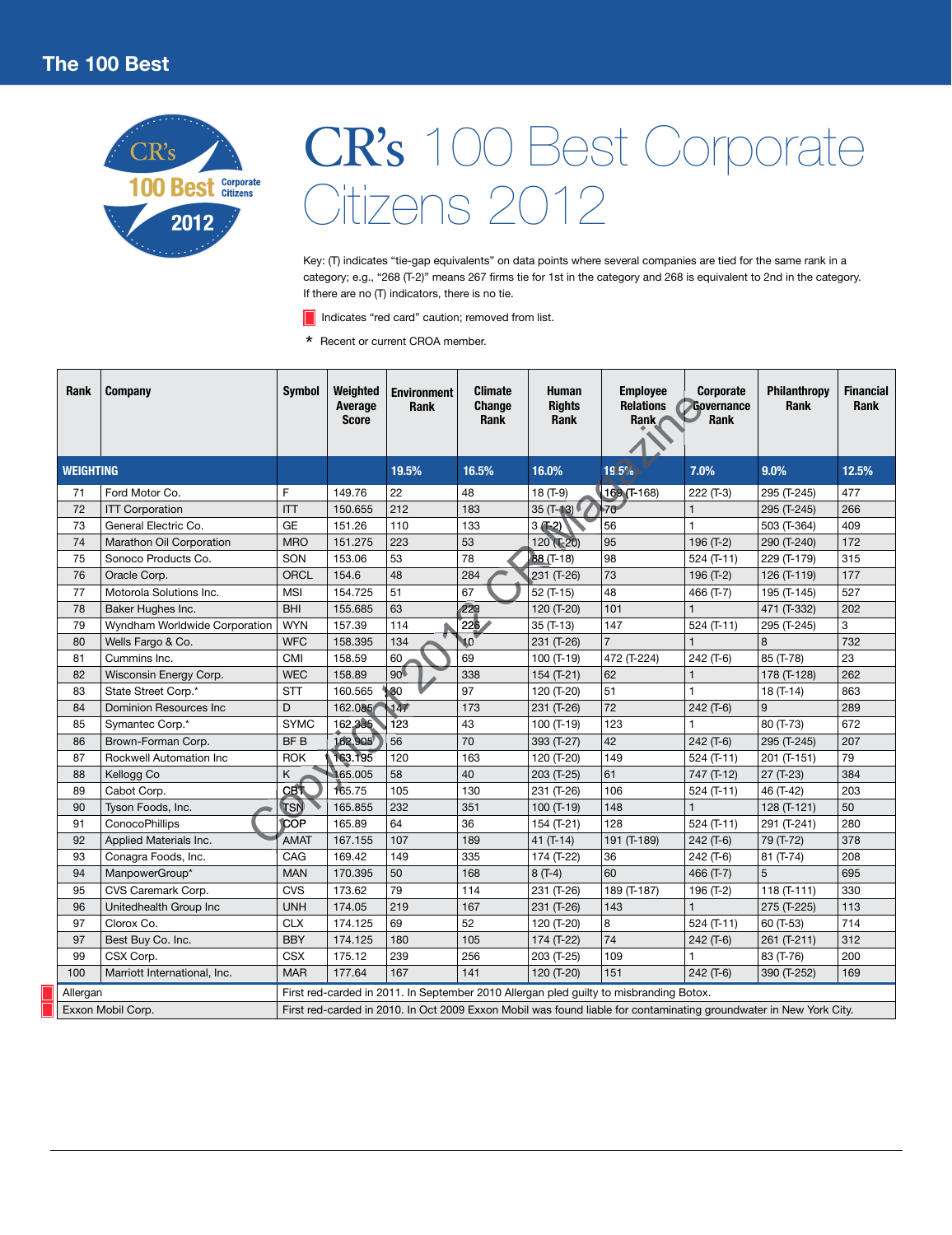# CR's 100 Best Corporate Citizens 2012

Key: (T) indicates "tie-gap equivalents" on data points where several companies are tied for the same rank in a category; e.g., "268 (T-2)" means 267 firms tie for 1st in the category and 268 is equivalent to 2nd in the category. If there are no (T) indicators, there is no tie.

Indicates "red card" caution; removed from list.

\* Recent or current CROA member.

| Rank | Company | Symbol | Weighted Average Score | Environment Rank | Climate Change Rank | Human Rights Rank | Employee Relations Rank | Corporate Governance Rank | Philanthropy Rank | Financial Rank |
|---|---|---|---|---|---|---|---|---|---|---|
| WEIGHTING | | | | 19.5% | 16.5% | 16.0% | 19.5% | 7.0% | 9.0% | 12.5% |
| 71 | Ford Motor Co. | F | 149.76 | 22 | 48 | 18 (T-9) | 169 (T-168) | 222 (T-3) | 295 (T-245) | 477 |
| 72 | ITT Corporation | ITT | 150.655 | 212 | 183 | 35 (T-13) | 70 | 1 | 295 (T-245) | 266 |
| 73 | General Electric Co. | GE | 151.26 | 110 | 133 | 3 (T-2) | 56 | 1 | 503 (T-364) | 409 |
| 74 | Marathon Oil Corporation | MRO | 151.275 | 223 | 53 | 120 (T-20) | 95 | 196 (T-2) | 290 (T-240) | 172 |
| 75 | Sonoco Products Co. | SON | 153.06 | 53 | 78 | 88 (T-18) | 98 | 524 (T-11) | 229 (T-179) | 315 |
| 76 | Oracle Corp. | ORCL | 154.6 | 48 | 284 | 231 (T-26) | 73 | 196 (T-2) | 126 (T-119) | 177 |
| 77 | Motorola Solutions Inc. | MSI | 154.725 | 51 | 67 | 52 (T-15) | 48 | 466 (T-7) | 195 (T-145) | 527 |
| 78 | Baker Hughes Inc. | BHI | 155.685 | 63 | 223 | 120 (T-20) | 101 | 1 | 471 (T-332) | 202 |
| 79 | Wyndham Worldwide Corporation | WYN | 157.39 | 114 | 226 | 35 (T-13) | 147 | 524 (T-11) | 295 (T-245) | 3 |
| 80 | Wells Fargo & Co. | WFC | 158.395 | 134 | 10 | 231 (T-26) | 7 | 1 | 8 | 732 |
| 81 | Cummins Inc. | CMI | 158.59 | 60 | 69 | 100 (T-19) | 472 (T-224) | 242 (T-6) | 85 (T-78) | 23 |
| 82 | Wisconsin Energy Corp. | WEC | 158.89 | 90 | 338 | 154 (T-21) | 62 | 1 | 178 (T-128) | 262 |
| 83 | State Street Corp.* | STT | 160.565 | 30 | 97 | 120 (T-20) | 51 | 1 | 18 (T-14) | 863 |
| 84 | Dominion Resources Inc | D | 162.085 | 147 | 173 | 231 (T-26) | 72 | 242 (T-6) | 9 | 289 |
| 85 | Symantec Corp.* | SYMC | 162.335 | 123 | 43 | 100 (T-19) | 123 | 1 | 80 (T-73) | 672 |
| 86 | Brown-Forman Corp. | BF B | 162.905 | 56 | 70 | 393 (T-27) | 42 | 242 (T-6) | 295 (T-245) | 207 |
| 87 | Rockwell Automation Inc | ROK | 163.195 | 120 | 163 | 120 (T-20) | 149 | 524 (T-11) | 201 (T-151) | 79 |
| 88 | Kellogg Co | K | 165.005 | 58 | 40 | 203 (T-25) | 61 | 747 (T-12) | 27 (T-23) | 384 |
| 89 | Cabot Corp. | CBT | 165.75 | 105 | 130 | 231 (T-26) | 106 | 524 (T-11) | 46 (T-42) | 203 |
| 90 | Tyson Foods, Inc. | TSN | 165.855 | 232 | 351 | 100 (T-19) | 148 | 1 | 128 (T-121) | 50 |
| 91 | ConocoPhillips | COP | 165.89 | 64 | 36 | 154 (T-21) | 128 | 524 (T-11) | 291 (T-241) | 280 |
| 92 | Applied Materials Inc. | AMAT | 167.155 | 107 | 189 | 41 (T-14) | 191 (T-189) | 242 (T-6) | 79 (T-72) | 378 |
| 93 | Conagra Foods, Inc. | CAG | 169.42 | 149 | 335 | 174 (T-22) | 36 | 242 (T-6) | 81 (T-74) | 208 |
| 94 | ManpowerGroup* | MAN | 170.395 | 50 | 168 | 8 (T-4) | 60 | 466 (T-7) | 5 | 695 |
| 95 | CVS Caremark Corp. | CVS | 173.62 | 79 | 114 | 231 (T-26) | 189 (T-187) | 196 (T-2) | 118 (T-111) | 330 |
| 96 | Unitedhealth Group Inc | UNH | 174.05 | 219 | 167 | 231 (T-26) | 143 | 1 | 275 (T-225) | 113 |
| 97 | Clorox Co. | CLX | 174.125 | 69 | 52 | 120 (T-20) | 8 | 524 (T-11) | 60 (T-53) | 714 |
| 97 | Best Buy Co. Inc. | BBY | 174.125 | 180 | 105 | 174 (T-22) | 74 | 242 (T-6) | 261 (T-211) | 312 |
| 99 | CSX Corp. | CSX | 175.12 | 239 | 256 | 203 (T-25) | 109 | 1 | 83 (T-76) | 200 |
| 100 | Marriott International, Inc. | MAR | 177.64 | 167 | 141 | 120 (T-20) | 151 | 242 (T-6) | 390 (T-252) | 169 |
| | Allergan | First red-carded in 2011. In September 2010 Allergan pled guilty to misbranding Botox. | | | | | | | | |
| | Exxon Mobil Corp. | First red-carded in 2010. In Oct 2009 Exxon Mobil was found liable for contaminating groundwater in New York City. | | | | | | | | |